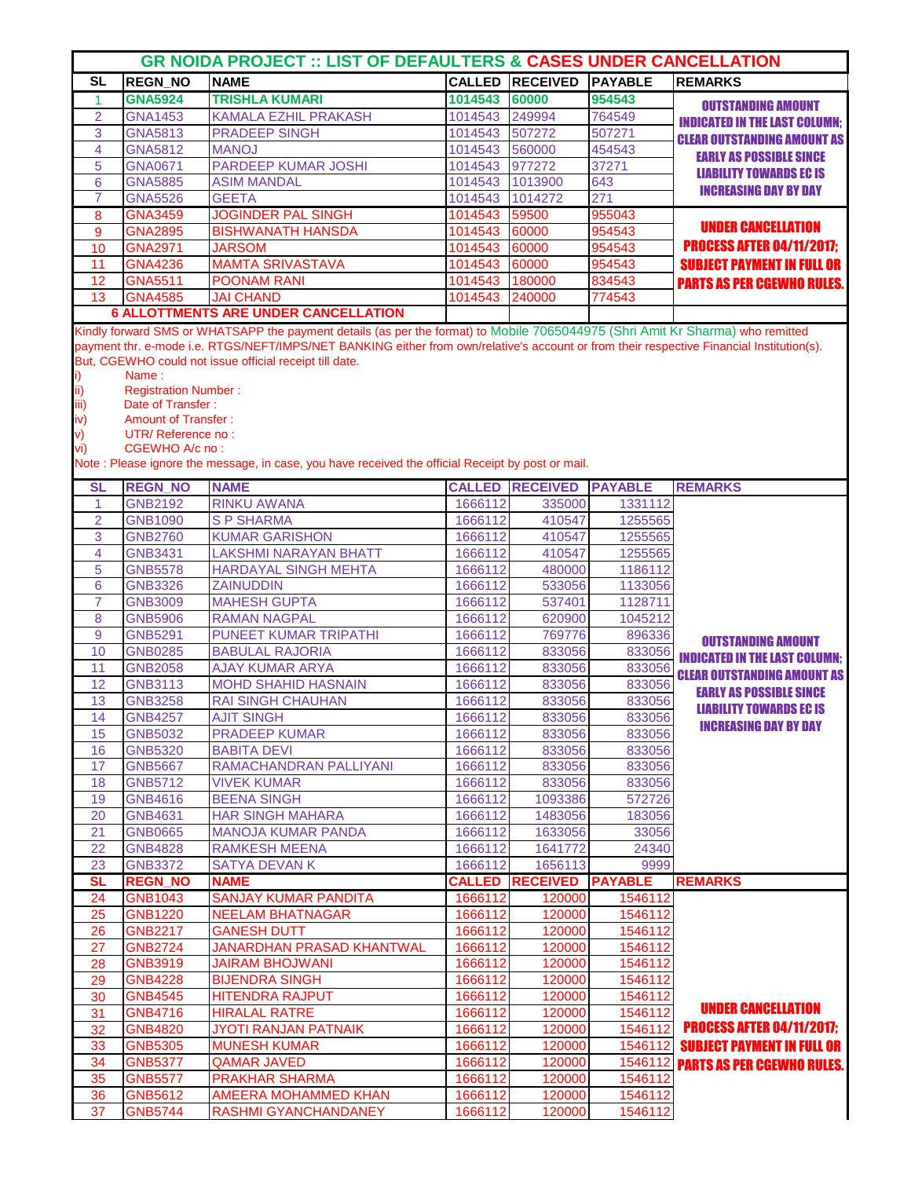# GR NOIDA PROJECT :: LIST OF DEFAULTERS & CASES UNDER CANCELLATION

| SL | REGN_NO | NAME | CALLED | RECEIVED | PAYABLE | REMARKS |
|---|---|---|---|---|---|---|
| 1 | GNA5924 | TRISHLA KUMARI | 1014543 | 60000 | 954543 | OUTSTANDING AMOUNT INDICATED IN THE LAST COLUMN; CLEAR OUTSTANDING AMOUNT AS EARLY AS POSSIBLE SINCE LIABILITY TOWARDS EC IS INCREASING DAY BY DAY |
| 2 | GNA1453 | KAMALA EZHIL PRAKASH | 1014543 | 249994 | 764549 | |
| 3 | GNA5813 | PRADEEP SINGH | 1014543 | 507272 | 507271 | |
| 4 | GNA5812 | MANOJ | 1014543 | 560000 | 454543 | |
| 5 | GNA0671 | PARDEEP KUMAR JOSHI | 1014543 | 977272 | 37271 | |
| 6 | GNA5885 | ASIM MANDAL | 1014543 | 1013900 | 643 | |
| 7 | GNA5526 | GEETA | 1014543 | 1014272 | 271 | |
| 8 | GNA3459 | JOGINDER PAL SINGH | 1014543 | 59500 | 955043 | UNDER CANCELLATION PROCESS AFTER 04/11/2017; SUBJECT PAYMENT IN FULL OR PARTS AS PER CGEWHO RULES. |
| 9 | GNA2895 | BISHWANATH HANSDA | 1014543 | 60000 | 954543 | |
| 10 | GNA2971 | JARSOM | 1014543 | 60000 | 954543 | |
| 11 | GNA4236 | MAMTA SRIVASTAVA | 1014543 | 60000 | 954543 | |
| 12 | GNA5511 | POONAM RANI | 1014543 | 180000 | 834543 | |
| 13 | GNA4585 | JAI CHAND | 1014543 | 240000 | 774543 | |
| | 6 ALLOTTMENTS ARE UNDER CANCELLATION | | | | | |

Kindly forward SMS or WHATSAPP the payment details (as per the format) to Mobile 7065044975 (Shri Amit Kr Sharma) who remitted payment thr. e-mode i.e. RTGS/NEFT/IMPS/NET BANKING either from own/relative's account or from their respective Financial Institution(s). But, CGEWHO could not issue official receipt till date.

i) Name :
ii) Registration Number :
iii) Date of Transfer :
iv) Amount of Transfer :
v) UTR/ Reference no :
vi) CGEWHO A/c no :

Note : Please ignore the message, in case, you have received the official Receipt by post or mail.

| SL | REGN_NO | NAME | CALLED | RECEIVED | PAYABLE | REMARKS |
|---|---|---|---|---|---|---|
| 1 | GNB2192 | RINKU AWANA | 1666112 | 335000 | 1331112 | OUTSTANDING AMOUNT INDICATED IN THE LAST COLUMN; CLEAR OUTSTANDING AMOUNT AS EARLY AS POSSIBLE SINCE LIABILITY TOWARDS EC IS INCREASING DAY BY DAY |
| 2 | GNB1090 | S P SHARMA | 1666112 | 410547 | 1255565 | |
| 3 | GNB2760 | KUMAR GARISHON | 1666112 | 410547 | 1255565 | |
| 4 | GNB3431 | LAKSHMI NARAYAN BHATT | 1666112 | 410547 | 1255565 | |
| 5 | GNB5578 | HARDAYAL SINGH MEHTA | 1666112 | 480000 | 1186112 | |
| 6 | GNB3326 | ZAINUDDIN | 1666112 | 533056 | 1133056 | |
| 7 | GNB3009 | MAHESH GUPTA | 1666112 | 537401 | 1128711 | |
| 8 | GNB5906 | RAMAN NAGPAL | 1666112 | 620900 | 1045212 | |
| 9 | GNB5291 | PUNEET KUMAR TRIPATHI | 1666112 | 769776 | 896336 | |
| 10 | GNB0285 | BABULAL RAJORIA | 1666112 | 833056 | 833056 | |
| 11 | GNB2058 | AJAY KUMAR ARYA | 1666112 | 833056 | 833056 | |
| 12 | GNB3113 | MOHD SHAHID HASNAIN | 1666112 | 833056 | 833056 | |
| 13 | GNB3258 | RAI SINGH CHAUHAN | 1666112 | 833056 | 833056 | |
| 14 | GNB4257 | AJIT SINGH | 1666112 | 833056 | 833056 | |
| 15 | GNB5032 | PRADEEP KUMAR | 1666112 | 833056 | 833056 | |
| 16 | GNB5320 | BABITA DEVI | 1666112 | 833056 | 833056 | |
| 17 | GNB5667 | RAMACHANDRAN PALLIYANI | 1666112 | 833056 | 833056 | |
| 18 | GNB5712 | VIVEK KUMAR | 1666112 | 833056 | 833056 | |
| 19 | GNB4616 | BEENA SINGH | 1666112 | 1093386 | 572726 | |
| 20 | GNB4631 | HAR SINGH MAHARA | 1666112 | 1483056 | 183056 | |
| 21 | GNB0665 | MANOJA KUMAR PANDA | 1666112 | 1633056 | 33056 | |
| 22 | GNB4828 | RAMKESH MEENA | 1666112 | 1641772 | 24340 | |
| 23 | GNB3372 | SATYA DEVAN K | 1666112 | 1656113 | 9999 | |

| SL | REGN_NO | NAME | CALLED | RECEIVED | PAYABLE | REMARKS |
|---|---|---|---|---|---|---|
| 24 | GNB1043 | SANJAY KUMAR PANDITA | 1666112 | 120000 | 1546112 | UNDER CANCELLATION PROCESS AFTER 04/11/2017; SUBJECT PAYMENT IN FULL OR PARTS AS PER CGEWHO RULES. |
| 25 | GNB1220 | NEELAM BHATNAGAR | 1666112 | 120000 | 1546112 | |
| 26 | GNB2217 | GANESH DUTT | 1666112 | 120000 | 1546112 | |
| 27 | GNB2724 | JANARDHAN PRASAD KHANTWAL | 1666112 | 120000 | 1546112 | |
| 28 | GNB3919 | JAIRAM BHOJWANI | 1666112 | 120000 | 1546112 | |
| 29 | GNB4228 | BIJENDRA SINGH | 1666112 | 120000 | 1546112 | |
| 30 | GNB4545 | HITENDRA RAJPUT | 1666112 | 120000 | 1546112 | |
| 31 | GNB4716 | HIRALAL RATRE | 1666112 | 120000 | 1546112 | |
| 32 | GNB4820 | JYOTI RANJAN PATNAIK | 1666112 | 120000 | 1546112 | |
| 33 | GNB5305 | MUNESH KUMAR | 1666112 | 120000 | 1546112 | |
| 34 | GNB5377 | QAMAR JAVED | 1666112 | 120000 | 1546112 | |
| 35 | GNB5577 | PRAKHAR SHARMA | 1666112 | 120000 | 1546112 | |
| 36 | GNB5612 | AMEERA MOHAMMED KHAN | 1666112 | 120000 | 1546112 | |
| 37 | GNB5744 | RASHMI GYANCHANDANEY | 1666112 | 120000 | 1546112 | |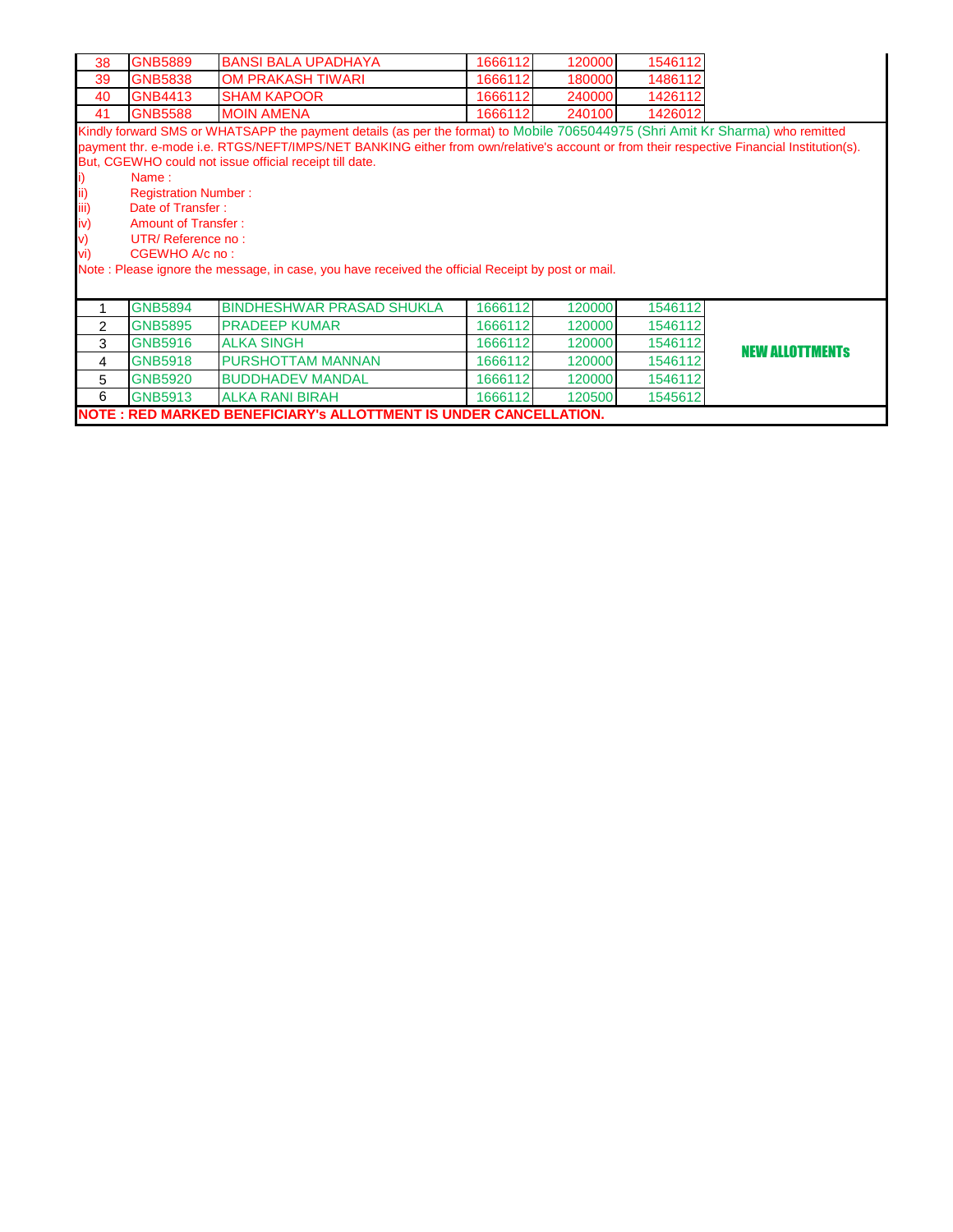| | | | | | | |
|---|---|---|---|---|---|---|
| 38 | GNB5889 | BANSI BALA UPADHAYA | 1666112 | 120000 | 1546112 | |
| 39 | GNB5838 | OM PRAKASH TIWARI | 1666112 | 180000 | 1486112 | |
| 40 | GNB4413 | SHAM KAPOOR | 1666112 | 240000 | 1426112 | |
| 41 | GNB5588 | MOIN AMENA | 1666112 | 240100 | 1426012 | |

Kindly forward SMS or WHATSAPP the payment details (as per the format) to Mobile 7065044975 (Shri Amit Kr Sharma) who remitted payment thr. e-mode i.e. RTGS/NEFT/IMPS/NET BANKING either from own/relative's account or from their respective Financial Institution(s). But, CGEWHO could not issue official receipt till date.

i) Name :
ii) Registration Number :
iii) Date of Transfer :
iv) Amount of Transfer :
v) UTR/ Reference no :
vi) CGEWHO A/c no :

Note : Please ignore the message, in case, you have received the official Receipt by post or mail.

| | | | | | | |
|---|---|---|---|---|---|---|
| 1 | GNB5894 | BINDHESHWAR PRASAD SHUKLA | 1666112 | 120000 | 1546112 | **NEW ALLOTTMENTs** |
| 2 | GNB5895 | PRADEEP KUMAR | 1666112 | 120000 | 1546112 | |
| 3 | GNB5916 | ALKA SINGH | 1666112 | 120000 | 1546112 | |
| 4 | GNB5918 | PURSHOTTAM MANNAN | 1666112 | 120000 | 1546112 | |
| 5 | GNB5920 | BUDDHADEV MANDAL | 1666112 | 120000 | 1546112 | |
| 6 | GNB5913 | ALKA RANI BIRAH | 1666112 | 120500 | 1545612 | |

**NOTE : RED MARKED BENEFICIARY's ALLOTTMENT IS UNDER CANCELLATION.**